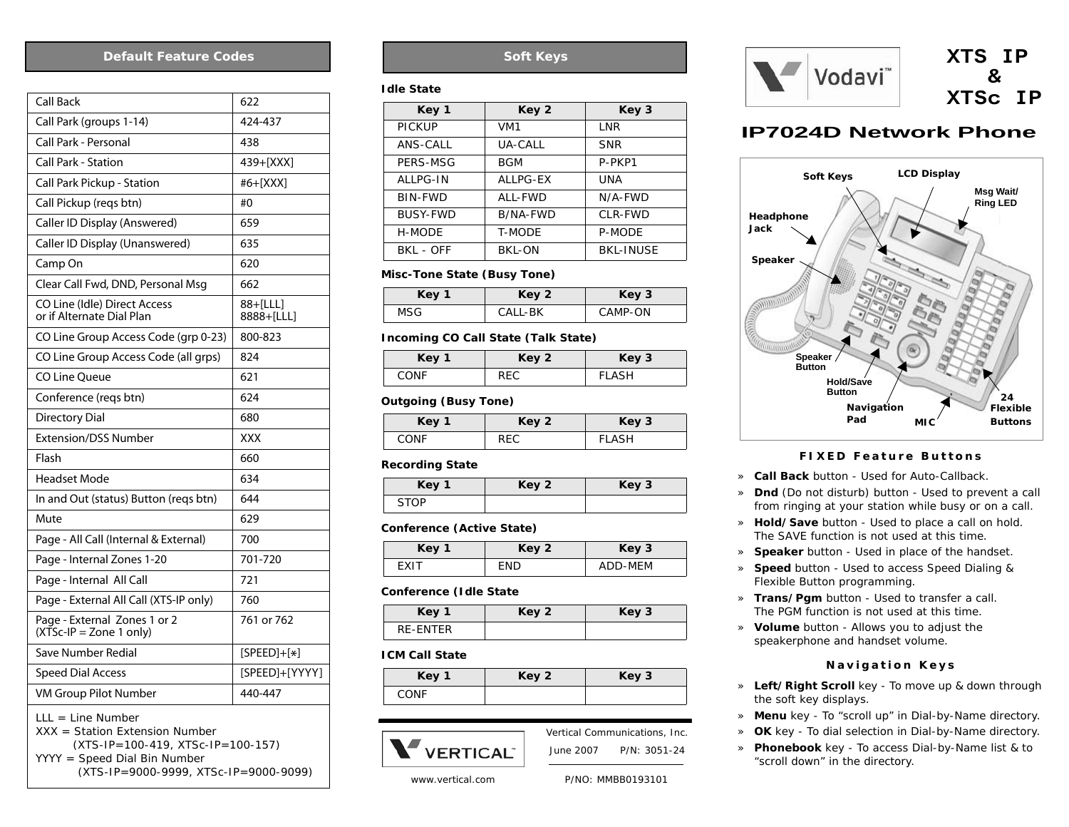## Default Feature Codes

| Feature | Code |
|---|---|
| Call Back | 622 |
| Call Park (groups 1-14) | 424-437 |
| Call Park - Personal | 438 |
| Call Park - Station | 439+[XXX] |
| Call Park Pickup - Station | #6+[XXX] |
| Call Pickup (reqs btn) | #0 |
| Caller ID Display (Answered) | 659 |
| Caller ID Display (Unanswered) | 635 |
| Camp On | 620 |
| Clear Call Fwd, DND, Personal Msg | 662 |
| CO Line (Idle) Direct Access or if Alternate Dial Plan | 88+[LLL] 8888+[LLL] |
| CO Line Group Access Code (grp 0-23) | 800-823 |
| CO Line Group Access Code (all grps) | 824 |
| CO Line Queue | 621 |
| Conference (reqs btn) | 624 |
| Directory Dial | 680 |
| Extension/DSS Number | XXX |
| Flash | 660 |
| Headset Mode | 634 |
| In and Out (status) Button (reqs btn) | 644 |
| Mute | 629 |
| Page - All Call (Internal & External) | 700 |
| Page - Internal Zones 1-20 | 701-720 |
| Page - Internal All Call | 721 |
| Page - External All Call (XTS-IP only) | 760 |
| Page - External Zones 1 or 2 (XTSc-IP = Zone 1 only) | 761 or 762 |
| Save Number Redial | [SPEED]+[*] |
| Speed Dial Access | [SPEED]+[YYYY] |
| VM Group Pilot Number | 440-447 |

LLL = Line Number
XXX = Station Extension Number
(XTS-IP=100-419, XTSc-IP=100-157)
YYYY = Speed Dial Bin Number
(XTS-IP=9000-9999, XTSc-IP=9000-9099)

## Soft Keys

**Idle State**

| Key 1 | Key 2 | Key 3 |
|---|---|---|
| PICKUP | VM1 | LNR |
| ANS-CALL | UA-CALL | SNR |
| PERS-MSG | BGM | P-PKP1 |
| ALLPG-IN | ALLPG-EX | UNA |
| BIN-FWD | ALL-FWD | N/A-FWD |
| BUSY-FWD | B/NA-FWD | CLR-FWD |
| H-MODE | T-MODE | P-MODE |
| BKL - OFF | BKL-ON | BKL-INUSE |

**Misc-Tone State (Busy Tone)**

| Key 1 | Key 2 | Key 3 |
|---|---|---|
| MSG | CALL-BK | CAMP-ON |

**Incoming CO Call State (Talk State)**

| Key 1 | Key 2 | Key 3 |
|---|---|---|
| CONF | REC | FLASH |

**Outgoing (Busy Tone)**

| Key 1 | Key 2 | Key 3 |
|---|---|---|
| CONF | REC | FLASH |

**Recording State**

| Key 1 | Key 2 | Key 3 |
|---|---|---|
| STOP | | |

**Conference (Active State)**

| Key 1 | Key 2 | Key 3 |
|---|---|---|
| EXIT | END | ADD-MEM |

**Conference (Idle State**

| Key 1 | Key 2 | Key 3 |
|---|---|---|
| RE-ENTER | | |

**ICM Call State**

| Key 1 | Key 2 | Key 3 |
|---|---|---|
| CONF | | |

VERTICAL

Vertical Communications, Inc.
June 2007 P/N: 3051-24

www.vertical.com P/NO: MMBB0193101

# XTS IP & XTSc IP

Vodavi

## IP7024D Network Phone

Soft Keys, LCD Display, Msg Wait/Ring LED, Headphone Jack, Speaker, Speaker Button, Hold/Save Button, Navigation Pad, MIC, 24 Flexible Buttons

### FIXED Feature Buttons

- **Call Back** button - Used for Auto-Callback.
- **Dnd** (Do not disturb) button - Used to prevent a call from ringing at your station while busy or on a call.
- **Hold/Save** button - Used to place a call on hold. The SAVE function is not used at this time.
- **Speaker** button - Used in place of the handset.
- **Speed** button - Used to access Speed Dialing & Flexible Button programming.
- **Trans/Pgm** button - Used to transfer a call. The PGM function is not used at this time.
- **Volume** button - Allows you to adjust the speakerphone and handset volume.

### Navigation Keys

- **Left/Right Scroll** key - To move up & down through the soft key displays.
- **Menu** key - To "scroll up" in Dial-by-Name directory.
- **OK** key - To dial selection in Dial-by-Name directory.
- **Phonebook** key - To access Dial-by-Name list & to "scroll down" in the directory.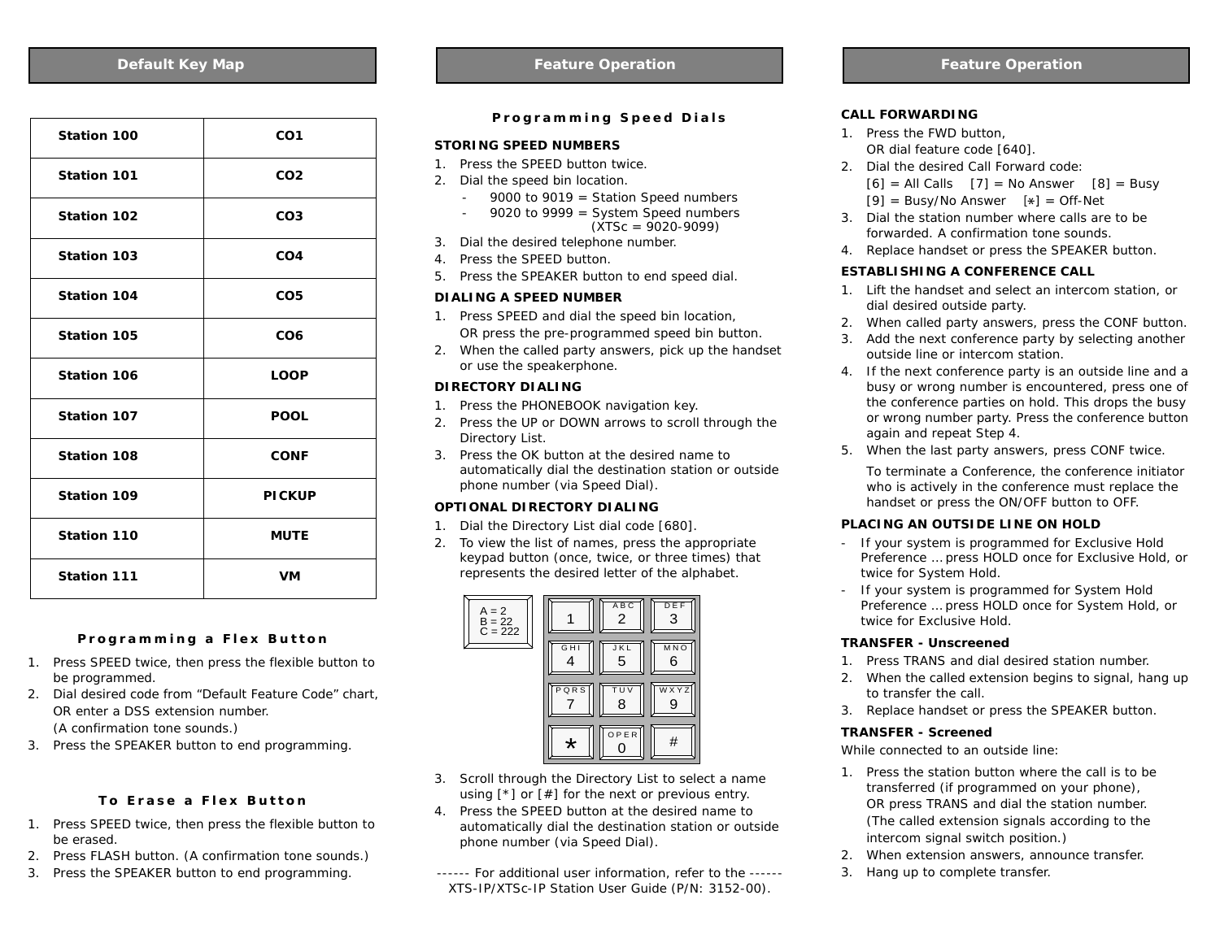## Default Key Map

| | |
|---|---|
| Station 100 | CO1 |
| Station 101 | CO2 |
| Station 102 | CO3 |
| Station 103 | CO4 |
| Station 104 | CO5 |
| Station 105 | CO6 |
| Station 106 | LOOP |
| Station 107 | POOL |
| Station 108 | CONF |
| Station 109 | PICKUP |
| Station 110 | MUTE |
| Station 111 | VM |

### Programming a Flex Button

1. Press SPEED twice, then press the flexible button to be programmed.
2. Dial desired code from “Default Feature Code” chart, OR enter a DSS extension number.
   (A confirmation tone sounds.)
3. Press the SPEAKER button to end programming.

### To Erase a Flex Button

1. Press SPEED twice, then press the flexible button to be erased.
2. Press FLASH button. (A confirmation tone sounds.)
3. Press the SPEAKER button to end programming.

## Feature Operation

### Programming Speed Dials

**STORING SPEED NUMBERS**

1. Press the SPEED button twice.
2. Dial the speed bin location.
   - 9000 to 9019 = Station Speed numbers
   - 9020 to 9999 = System Speed numbers (XTSc = 9020-9099)
3. Dial the desired telephone number.
4. Press the SPEED button.
5. Press the SPEAKER button to end speed dial.

**DIALING A SPEED NUMBER**

1. Press SPEED and dial the speed bin location,
   OR press the pre-programmed speed bin button.
2. When the called party answers, pick up the handset or use the speakerphone.

**DIRECTORY DIALING**

1. Press the PHONEBOOK navigation key.
2. Press the UP or DOWN arrows to scroll through the Directory List.
3. Press the OK button at the desired name to automatically dial the destination station or outside phone number (via Speed Dial).

**OPTIONAL DIRECTORY DIALING**

1. Dial the Directory List dial code [680].
2. To view the list of names, press the appropriate keypad button (once, twice, or three times) that represents the desired letter of the alphabet.

A = 2
B = 22
C = 222

1
ABC 2
DEF 3
GHI 4
JKL 5
MNO 6
PQRS 7
TUV 8
WXYZ 9
*
OPER 0
#

3. Scroll through the Directory List to select a name using [*] or [#] for the next or previous entry.
4. Press the SPEED button at the desired name to automatically dial the destination station or outside phone number (via Speed Dial).

------ For additional user information, refer to the ------
XTS-IP/XTSc-IP Station User Guide (P/N: 3152-00).

## Feature Operation

**CALL FORWARDING**

1. Press the FWD button,
   OR dial feature code [640].
2. Dial the desired Call Forward code:
   [6] = All Calls [7] = No Answer [8] = Busy
   [9] = Busy/No Answer [*] = Off-Net
3. Dial the station number where calls are to be forwarded. A confirmation tone sounds.
4. Replace handset or press the SPEAKER button.

**ESTABLISHING A CONFERENCE CALL**

1. Lift the handset and select an intercom station, or dial desired outside party.
2. When called party answers, press the CONF button.
3. Add the next conference party by selecting another outside line or intercom station.
4. If the next conference party is an outside line and a busy or wrong number is encountered, press one of the conference parties on hold. This drops the busy or wrong number party. Press the conference button again and repeat Step 4.
5. When the last party answers, press CONF twice.

   To terminate a Conference, the conference initiator who is actively in the conference must replace the handset or press the ON/OFF button to OFF.

**PLACING AN OUTSIDE LINE ON HOLD**

- If your system is programmed for Exclusive Hold Preference … press HOLD once for Exclusive Hold, or twice for System Hold.
- If your system is programmed for System Hold Preference … press HOLD once for System Hold, or twice for Exclusive Hold.

**TRANSFER - Unscreened**

1. Press TRANS and dial desired station number.
2. When the called extension begins to signal, hang up to transfer the call.
3. Replace handset or press the SPEAKER button.

**TRANSFER - Screened**

While connected to an outside line:

1. Press the station button where the call is to be transferred (if programmed on your phone),
   OR press TRANS and dial the station number.
   (The called extension signals according to the intercom signal switch position.)
2. When extension answers, announce transfer.
3. Hang up to complete transfer.